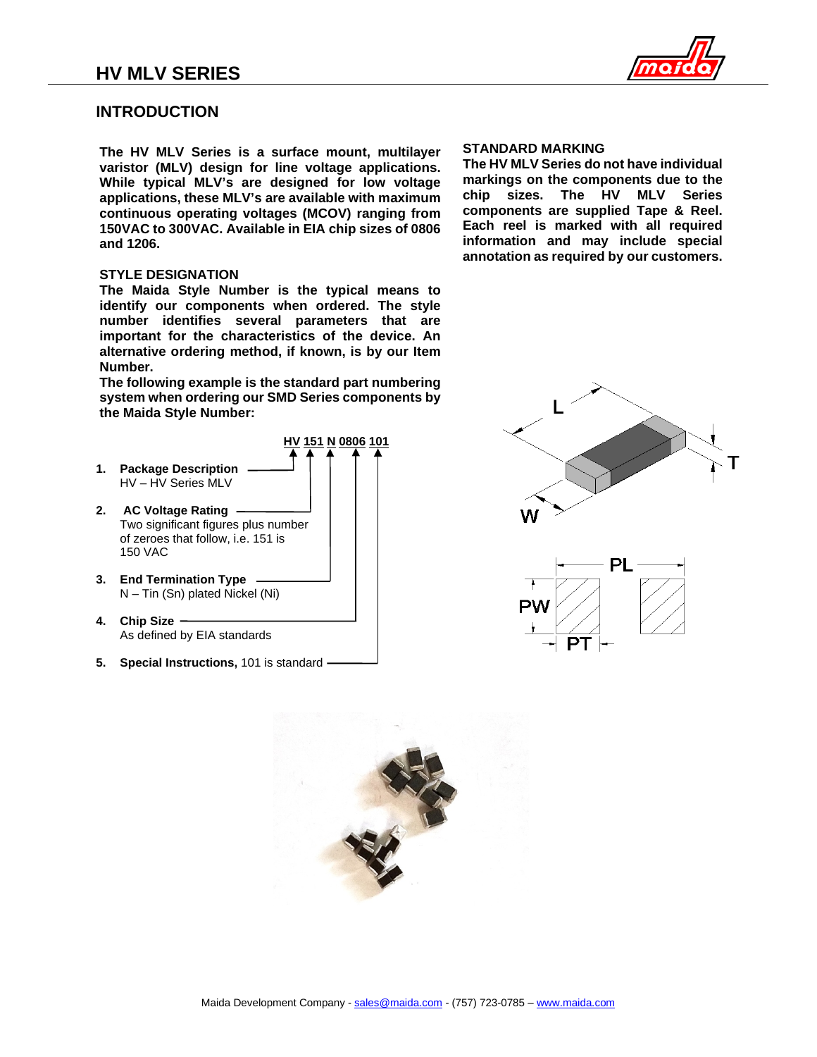# HV MLV SERIES

## INTRODUCTION

**The HV MLV Series is a surface mount, multilayer varistor (MLV) design for line voltage applications. While typical MLV's are designed for low voltage applications, these MLV's are available with maximum continuous operating voltages (MCOV) ranging from 150VAC to 300VAC. Available in EIA chip sizes of 0806 and 1206.**

### STYLE DESIGNATION

**The Maida Style Number is the typical means to identify our components when ordered. The style number identifies several parameters that are important for the characteristics of the device. An alternative ordering method, if known, is by our Item Number.**

**The following example is the standard part numbering system when ordering our SMD Series components by the Maida Style Number:**

**HV 151 N 0806 101**

1. **Package Description**
   HV – HV Series MLV
2. **AC Voltage Rating**
   Two significant figures plus number of zeroes that follow, i.e. 151 is 150 VAC
3. **End Termination Type**
   N – Tin (Sn) plated Nickel (Ni)
4. **Chip Size**
   As defined by EIA standards
5. **Special Instructions,** 101 is standard

### STANDARD MARKING

**The HV MLV Series do not have individual markings on the components due to the chip sizes. The HV MLV Series components are supplied Tape & Reel. Each reel is marked with all required information and may include special annotation as required by our customers.**

L T W

PL PW PT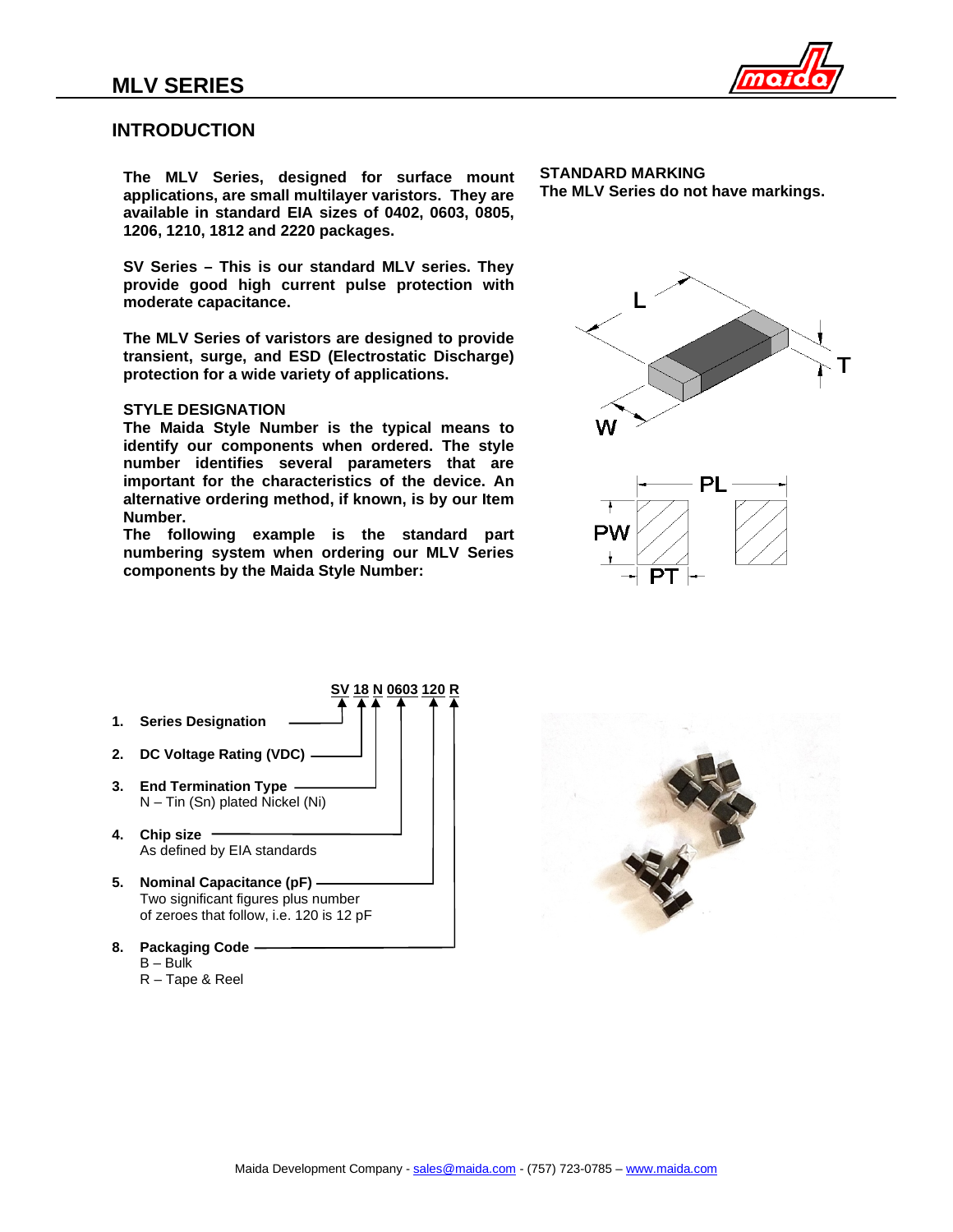## MLV SERIES

## INTRODUCTION

**The MLV Series, designed for surface mount applications, are small multilayer varistors. They are available in standard EIA sizes of 0402, 0603, 0805, 1206, 1210, 1812 and 2220 packages.**

**SV Series – This is our standard MLV series. They provide good high current pulse protection with moderate capacitance.**

**The MLV Series of varistors are designed to provide transient, surge, and ESD (Electrostatic Discharge) protection for a wide variety of applications.**

### STYLE DESIGNATION

**The Maida Style Number is the typical means to identify our components when ordered. The style number identifies several parameters that are important for the characteristics of the device. An alternative ordering method, if known, is by our Item Number.**
**The following example is the standard part numbering system when ordering our MLV Series components by the Maida Style Number:**

### STANDARD MARKING

**The MLV Series do not have markings.**

**SV 18 N 0603 120 R**

1. **Series Designation** (SV)
2. **DC Voltage Rating (VDC)** (18)
3. **End Termination Type** (N)
   N – Tin (Sn) plated Nickel (Ni)
4. **Chip size** (0603)
   As defined by EIA standards
5. **Nominal Capacitance (pF)** (120)
   Two significant figures plus number of zeroes that follow, i.e. 120 is 12 pF
8. **Packaging Code** (R)
   B – Bulk
   R – Tape & Reel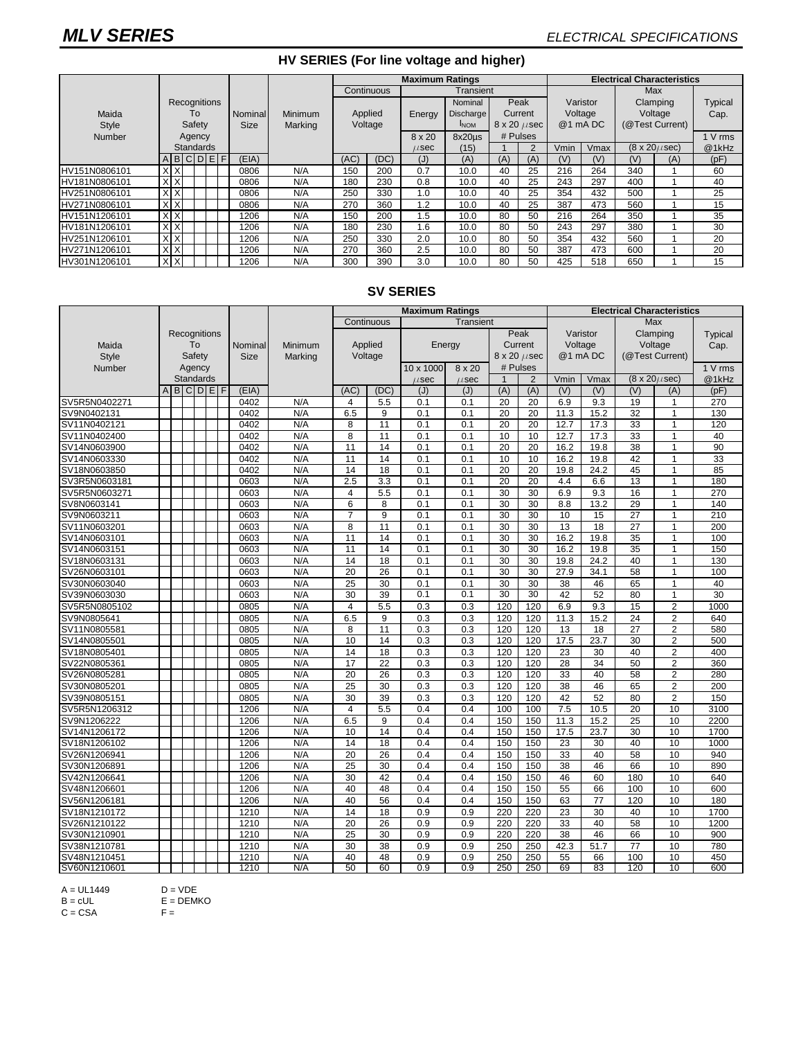## MLV SERIES

*ELECTRICAL SPECIFICATIONS*

### HV SERIES (For line voltage and higher)

| Maida Style Number | Recognitions To Safety Agency Standards A | B | C | D | E | F | Nominal Size (EIA) | Minimum Marking | Maximum Ratings: Continuous Applied Voltage (AC) | (DC) | Transient Energy 8 x 20 µsec (J) | Nominal Discharge $I_{NOM}$ 8x20µs (15) (A) | Peak Current 8 x 20 µsec # Pulses 1 (A) | 2 (A) | Electrical Characteristics: Varistor Voltage @1 mA DC Vmin (V) | Vmax (V) | Max Clamping Voltage (@Test Current) (8 x 20µsec) (V) | (A) | Typical Cap. 1 V rms @1kHz (pF) |
|---|---|---|---|---|---|---|---|---|---|---|---|---|---|---|---|---|---|---|---|
| HV151N0806101 | X | X | | | | | 0806 | N/A | 150 | 200 | 0.7 | 10.0 | 40 | 25 | 216 | 264 | 340 | 1 | 60 |
| HV181N0806101 | X | X | | | | | 0806 | N/A | 180 | 230 | 0.8 | 10.0 | 40 | 25 | 243 | 297 | 400 | 1 | 40 |
| HV251N0806101 | X | X | | | | | 0806 | N/A | 250 | 330 | 1.0 | 10.0 | 40 | 25 | 354 | 432 | 500 | 1 | 25 |
| HV271N0806101 | X | X | | | | | 0806 | N/A | 270 | 360 | 1.2 | 10.0 | 40 | 25 | 387 | 473 | 560 | 1 | 15 |
| HV151N1206101 | X | X | | | | | 1206 | N/A | 150 | 200 | 1.5 | 10.0 | 80 | 50 | 216 | 264 | 350 | 1 | 35 |
| HV181N1206101 | X | X | | | | | 1206 | N/A | 180 | 230 | 1.6 | 10.0 | 80 | 50 | 243 | 297 | 380 | 1 | 30 |
| HV251N1206101 | X | X | | | | | 1206 | N/A | 250 | 330 | 2.0 | 10.0 | 80 | 50 | 354 | 432 | 560 | 1 | 20 |
| HV271N1206101 | X | X | | | | | 1206 | N/A | 270 | 360 | 2.5 | 10.0 | 80 | 50 | 387 | 473 | 600 | 1 | 20 |
| HV301N1206101 | X | X | | | | | 1206 | N/A | 300 | 390 | 3.0 | 10.0 | 80 | 50 | 425 | 518 | 650 | 1 | 15 |

### SV SERIES

| Maida Style Number | Recognitions To Safety Agency Standards A | B | C | D | E | F | Nominal Size (EIA) | Minimum Marking | Maximum Ratings: Continuous Applied Voltage (AC) | (DC) | Transient Energy 10 x 1000 µsec (J) | 8 x 20 µsec (J) | Peak Current 8 x 20 µsec # Pulses 1 (A) | 2 (A) | Electrical Characteristics: Varistor Voltage @1 mA DC Vmin (V) | Vmax (V) | Max Clamping Voltage (@Test Current) (8 x 20µsec) (V) | (A) | Typical Cap. 1 V rms @1kHz (pF) |
|---|---|---|---|---|---|---|---|---|---|---|---|---|---|---|---|---|---|---|---|
| SV5R5N0402271 | | | | | | | 0402 | N/A | 4 | 5.5 | 0.1 | 0.1 | 20 | 20 | 6.9 | 9.3 | 19 | 1 | 270 |
| SV9N0402131 | | | | | | | 0402 | N/A | 6.5 | 9 | 0.1 | 0.1 | 20 | 20 | 11.3 | 15.2 | 32 | 1 | 130 |
| SV11N0402121 | | | | | | | 0402 | N/A | 8 | 11 | 0.1 | 0.1 | 20 | 20 | 12.7 | 17.3 | 33 | 1 | 120 |
| SV11N0402400 | | | | | | | 0402 | N/A | 8 | 11 | 0.1 | 0.1 | 10 | 10 | 12.7 | 17.3 | 33 | 1 | 40 |
| SV14N0603900 | | | | | | | 0402 | N/A | 11 | 14 | 0.1 | 0.1 | 20 | 20 | 16.2 | 19.8 | 38 | 1 | 90 |
| SV14N0603330 | | | | | | | 0402 | N/A | 11 | 14 | 0.1 | 0.1 | 10 | 10 | 16.2 | 19.8 | 42 | 1 | 33 |
| SV18N0603850 | | | | | | | 0402 | N/A | 14 | 18 | 0.1 | 0.1 | 20 | 20 | 19.8 | 24.2 | 45 | 1 | 85 |
| SV3R5N0603181 | | | | | | | 0603 | N/A | 2.5 | 3.3 | 0.1 | 0.1 | 20 | 20 | 4.4 | 6.6 | 13 | 1 | 180 |
| SV5R5N0603271 | | | | | | | 0603 | N/A | 4 | 5.5 | 0.1 | 0.1 | 30 | 30 | 6.9 | 9.3 | 16 | 1 | 270 |
| SV8N0603141 | | | | | | | 0603 | N/A | 6 | 8 | 0.1 | 0.1 | 30 | 30 | 8.8 | 13.2 | 29 | 1 | 140 |
| SV9N0603211 | | | | | | | 0603 | N/A | 7 | 9 | 0.1 | 0.1 | 30 | 30 | 10 | 15 | 27 | 1 | 210 |
| SV11N0603201 | | | | | | | 0603 | N/A | 8 | 11 | 0.1 | 0.1 | 30 | 30 | 13 | 18 | 27 | 1 | 200 |
| SV14N0603101 | | | | | | | 0603 | N/A | 11 | 14 | 0.1 | 0.1 | 30 | 30 | 16.2 | 19.8 | 35 | 1 | 100 |
| SV14N0603151 | | | | | | | 0603 | N/A | 11 | 14 | 0.1 | 0.1 | 30 | 30 | 16.2 | 19.8 | 35 | 1 | 150 |
| SV18N0603131 | | | | | | | 0603 | N/A | 14 | 18 | 0.1 | 0.1 | 30 | 30 | 19.8 | 24.2 | 40 | 1 | 130 |
| SV26N0603101 | | | | | | | 0603 | N/A | 20 | 26 | 0.1 | 0.1 | 30 | 30 | 27.9 | 34.1 | 58 | 1 | 100 |
| SV30N0603040 | | | | | | | 0603 | N/A | 25 | 30 | 0.1 | 0.1 | 30 | 30 | 38 | 46 | 65 | 1 | 40 |
| SV39N0603030 | | | | | | | 0603 | N/A | 30 | 39 | 0.1 | 0.1 | 30 | 30 | 42 | 52 | 80 | 1 | 30 |
| SV5R5N0805102 | | | | | | | 0805 | N/A | 4 | 5.5 | 0.3 | 0.3 | 120 | 120 | 6.9 | 9.3 | 15 | 2 | 1000 |
| SV9N0805641 | | | | | | | 0805 | N/A | 6.5 | 9 | 0.3 | 0.3 | 120 | 120 | 11.3 | 15.2 | 24 | 2 | 640 |
| SV11N0805581 | | | | | | | 0805 | N/A | 8 | 11 | 0.3 | 0.3 | 120 | 120 | 13 | 18 | 27 | 2 | 580 |
| SV14N0805501 | | | | | | | 0805 | N/A | 10 | 14 | 0.3 | 0.3 | 120 | 120 | 17.5 | 23.7 | 30 | 2 | 500 |
| SV18N0805401 | | | | | | | 0805 | N/A | 14 | 18 | 0.3 | 0.3 | 120 | 120 | 23 | 30 | 40 | 2 | 400 |
| SV22N0805361 | | | | | | | 0805 | N/A | 17 | 22 | 0.3 | 0.3 | 120 | 120 | 28 | 34 | 50 | 2 | 360 |
| SV26N0805281 | | | | | | | 0805 | N/A | 20 | 26 | 0.3 | 0.3 | 120 | 120 | 33 | 40 | 58 | 2 | 280 |
| SV30N0805201 | | | | | | | 0805 | N/A | 25 | 30 | 0.3 | 0.3 | 120 | 120 | 38 | 46 | 65 | 2 | 200 |
| SV39N0805151 | | | | | | | 0805 | N/A | 30 | 39 | 0.3 | 0.3 | 120 | 120 | 42 | 52 | 80 | 2 | 150 |
| SV5R5N1206312 | | | | | | | 1206 | N/A | 4 | 5.5 | 0.4 | 0.4 | 100 | 100 | 7.5 | 10.5 | 20 | 10 | 3100 |
| SV9N1206222 | | | | | | | 1206 | N/A | 6.5 | 9 | 0.4 | 0.4 | 150 | 150 | 11.3 | 15.2 | 25 | 10 | 2200 |
| SV14N1206172 | | | | | | | 1206 | N/A | 10 | 14 | 0.4 | 0.4 | 150 | 150 | 17.5 | 23.7 | 30 | 10 | 1700 |
| SV18N1206102 | | | | | | | 1206 | N/A | 14 | 18 | 0.4 | 0.4 | 150 | 150 | 23 | 30 | 40 | 10 | 1000 |
| SV26N1206941 | | | | | | | 1206 | N/A | 20 | 26 | 0.4 | 0.4 | 150 | 150 | 33 | 40 | 58 | 10 | 940 |
| SV30N1206891 | | | | | | | 1206 | N/A | 25 | 30 | 0.4 | 0.4 | 150 | 150 | 38 | 46 | 66 | 10 | 890 |
| SV42N1206641 | | | | | | | 1206 | N/A | 30 | 42 | 0.4 | 0.4 | 150 | 150 | 46 | 60 | 180 | 10 | 640 |
| SV48N1206601 | | | | | | | 1206 | N/A | 40 | 48 | 0.4 | 0.4 | 150 | 150 | 55 | 66 | 100 | 10 | 600 |
| SV56N1206181 | | | | | | | 1206 | N/A | 40 | 56 | 0.4 | 0.4 | 150 | 150 | 63 | 77 | 120 | 10 | 180 |
| SV18N1210172 | | | | | | | 1210 | N/A | 14 | 18 | 0.9 | 0.9 | 220 | 220 | 23 | 30 | 40 | 10 | 1700 |
| SV26N1210122 | | | | | | | 1210 | N/A | 20 | 26 | 0.9 | 0.9 | 220 | 220 | 33 | 40 | 58 | 10 | 1200 |
| SV30N1210901 | | | | | | | 1210 | N/A | 25 | 30 | 0.9 | 0.9 | 220 | 220 | 38 | 46 | 66 | 10 | 900 |
| SV38N1210781 | | | | | | | 1210 | N/A | 30 | 38 | 0.9 | 0.9 | 250 | 250 | 42.3 | 51.7 | 77 | 10 | 780 |
| SV48N1210451 | | | | | | | 1210 | N/A | 40 | 48 | 0.9 | 0.9 | 250 | 250 | 55 | 66 | 100 | 10 | 450 |
| SV60N1210601 | | | | | | | 1210 | N/A | 50 | 60 | 0.9 | 0.9 | 250 | 250 | 69 | 83 | 120 | 10 | 600 |

A = UL1449  D = VDE
B = cUL  E = DEMKO
C = CSA  F =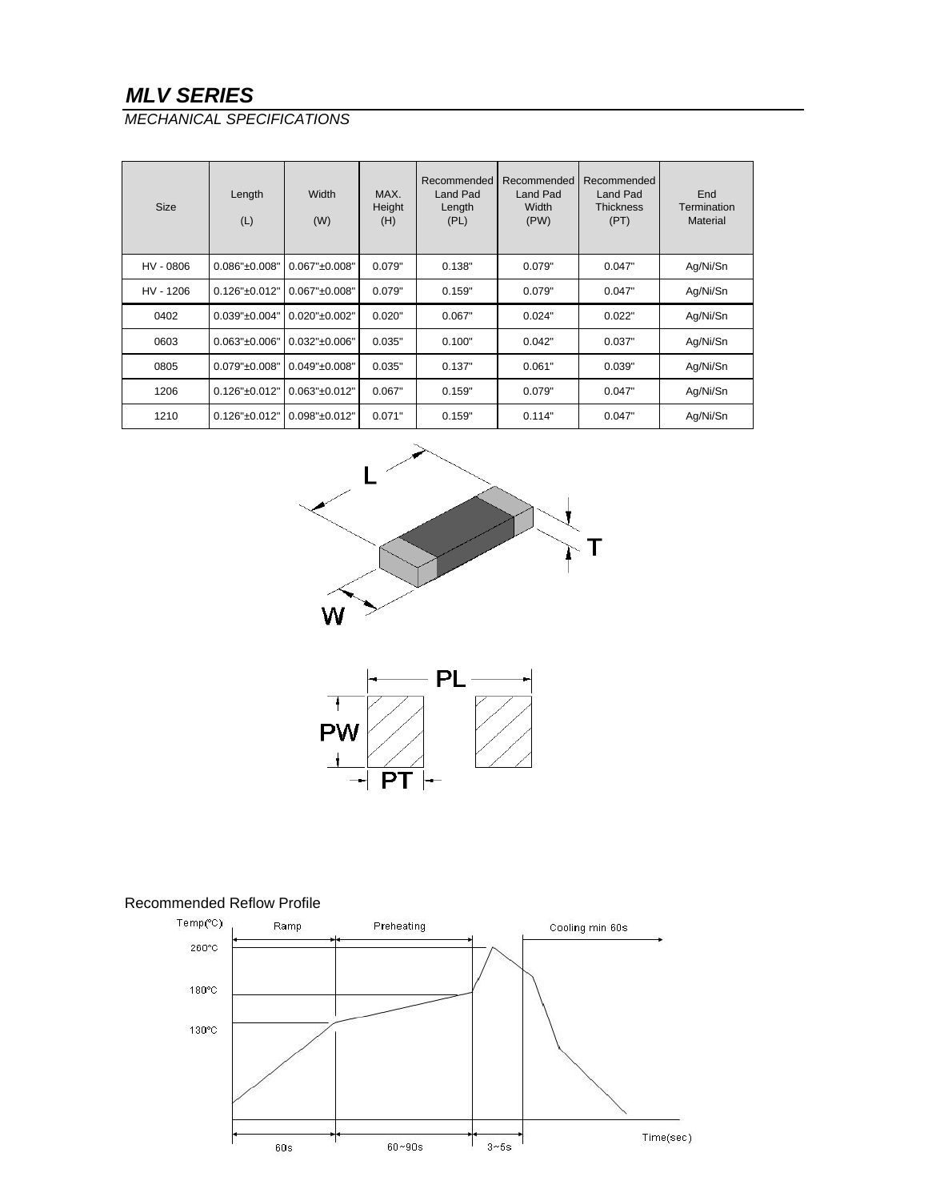# *MLV SERIES*

*MECHANICAL SPECIFICATIONS*

| Size | Length (L) | Width (W) | MAX. Height (H) | Recommended Land Pad Length (PL) | Recommended Land Pad Width (PW) | Recommended Land Pad Thickness (PT) | End Termination Material |
|---|---|---|---|---|---|---|---|
| HV - 0806 | 0.086"±0.008" | 0.067"±0.008" | 0.079" | 0.138" | 0.079" | 0.047" | Ag/Ni/Sn |
| HV - 1206 | 0.126"±0.012" | 0.067"±0.008" | 0.079" | 0.159" | 0.079" | 0.047" | Ag/Ni/Sn |
| 0402 | 0.039"±0.004" | 0.020"±0.002" | 0.020" | 0.067" | 0.024" | 0.022" | Ag/Ni/Sn |
| 0603 | 0.063"±0.006" | 0.032"±0.006" | 0.035" | 0.100" | 0.042" | 0.037" | Ag/Ni/Sn |
| 0805 | 0.079"±0.008" | 0.049"±0.008" | 0.035" | 0.137" | 0.061" | 0.039" | Ag/Ni/Sn |
| 1206 | 0.126"±0.012" | 0.063"±0.012" | 0.067" | 0.159" | 0.079" | 0.047" | Ag/Ni/Sn |
| 1210 | 0.126"±0.012" | 0.098"±0.012" | 0.071" | 0.159" | 0.114" | 0.047" | Ag/Ni/Sn |

L
T
W

PL
PW
PT

Recommended Reflow Profile

Temp(°C)
Ramp
Preheating
Cooling min 60s
260°C
180°C
130°C
Time(sec)
60s
60~90s
3~5s